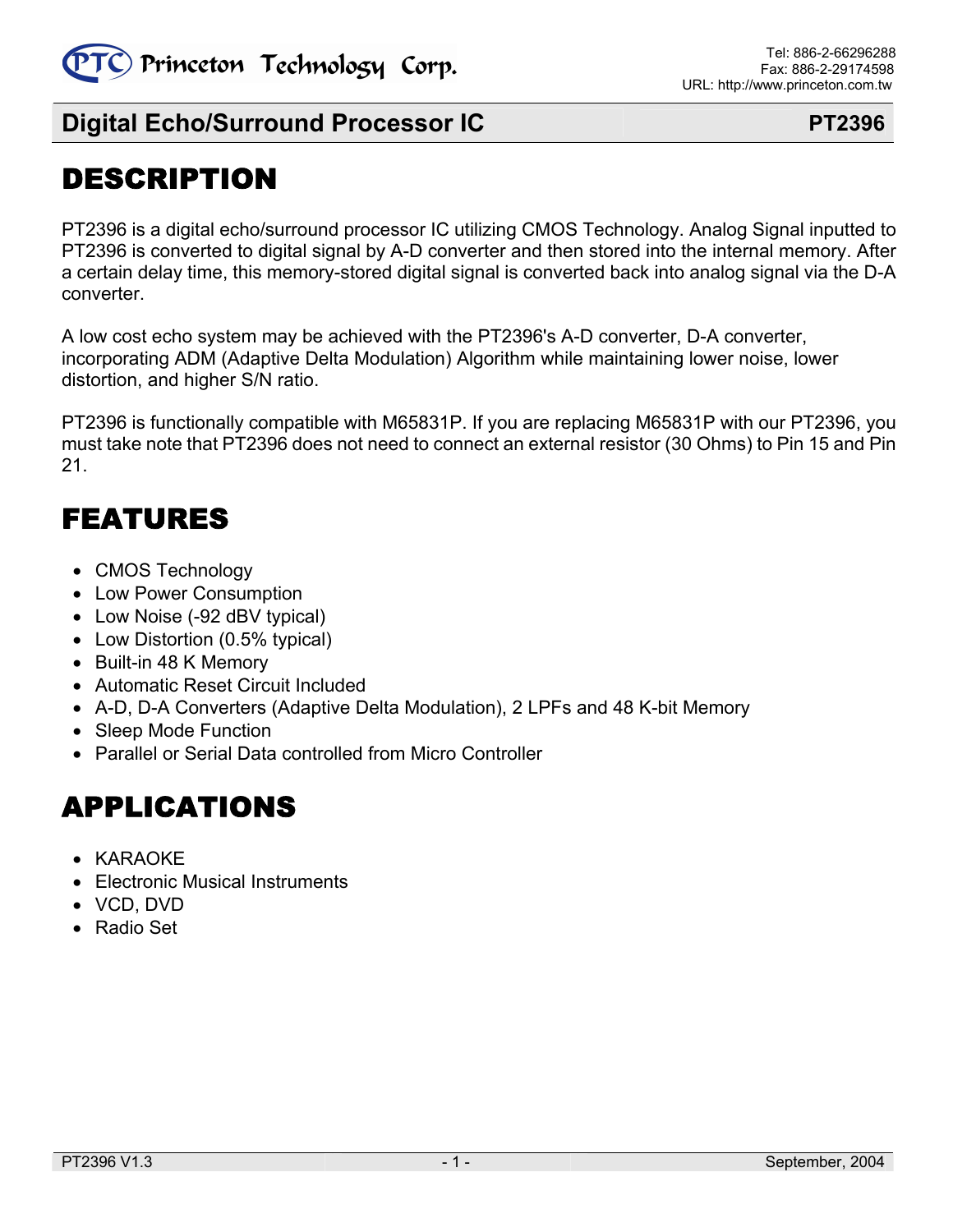# Digital Echo/Surround Processor IC — PT2396

## DESCRIPTION

PT2396 is a digital echo/surround processor IC utilizing CMOS Technology. Analog Signal inputted to PT2396 is converted to digital signal by A-D converter and then stored into the internal memory. After a certain delay time, this memory-stored digital signal is converted back into analog signal via the D-A converter.

A low cost echo system may be achieved with the PT2396's A-D converter, D-A converter, incorporating ADM (Adaptive Delta Modulation) Algorithm while maintaining lower noise, lower distortion, and higher S/N ratio.

PT2396 is functionally compatible with M65831P. If you are replacing M65831P with our PT2396, you must take note that PT2396 does not need to connect an external resistor (30 Ohms) to Pin 15 and Pin 21.

## FEATURES

- CMOS Technology
- Low Power Consumption
- Low Noise (-92 dBV typical)
- Low Distortion (0.5% typical)
- Built-in 48 K Memory
- Automatic Reset Circuit Included
- A-D, D-A Converters (Adaptive Delta Modulation), 2 LPFs and 48 K-bit Memory
- Sleep Mode Function
- Parallel or Serial Data controlled from Micro Controller

## APPLICATIONS

- KARAOKE
- Electronic Musical Instruments
- VCD, DVD
- Radio Set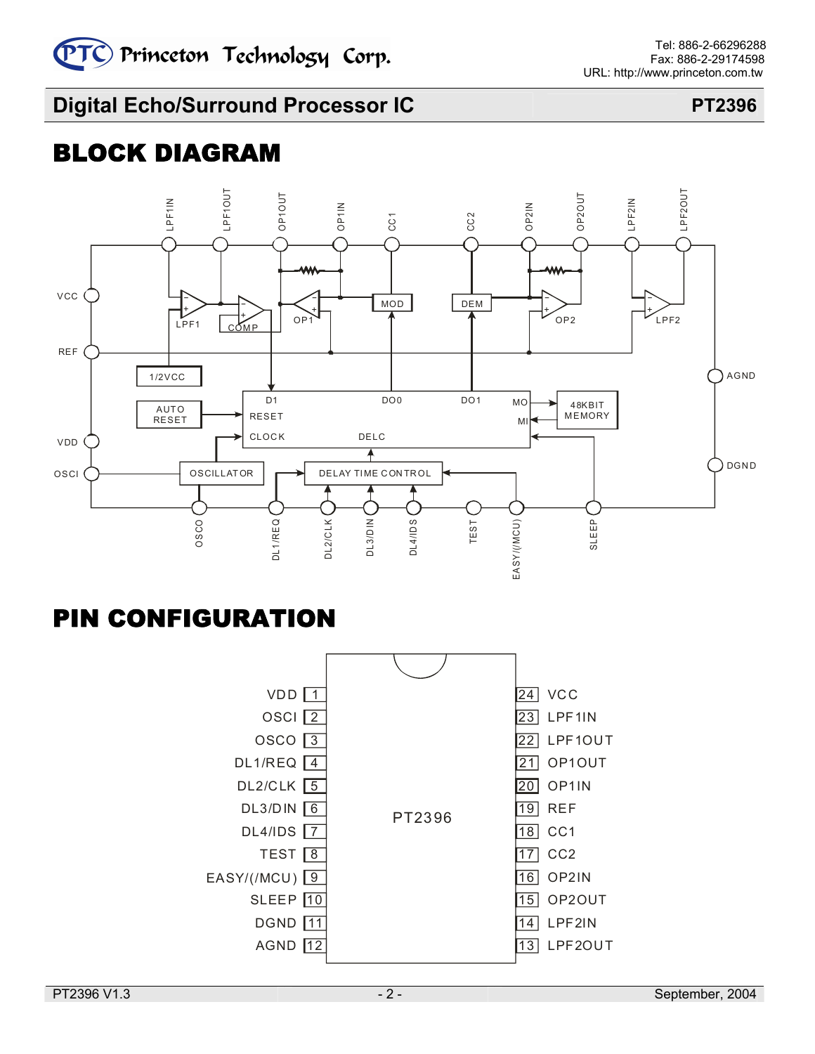## BLOCK DIAGRAM

## PIN CONFIGURATION

| Pin | Name | Pin | Name |
|---|---|---|---|
| 1 | VDD | 24 | VCC |
| 2 | OSCI | 23 | LPF1IN |
| 3 | OSCO | 22 | LPF1OUT |
| 4 | DL1/REQ | 21 | OP1OUT |
| 5 | DL2/CLK | 20 | OP1IN |
| 6 | DL3/DIN | 19 | REF |
| 7 | DL4/IDS | 18 | CC1 |
| 8 | TEST | 17 | CC2 |
| 9 | EASY/(/MCU) | 16 | OP2IN |
| 10 | SLEEP | 15 | OP2OUT |
| 11 | DGND | 14 | LPF2IN |
| 12 | AGND | 13 | LPF2OUT |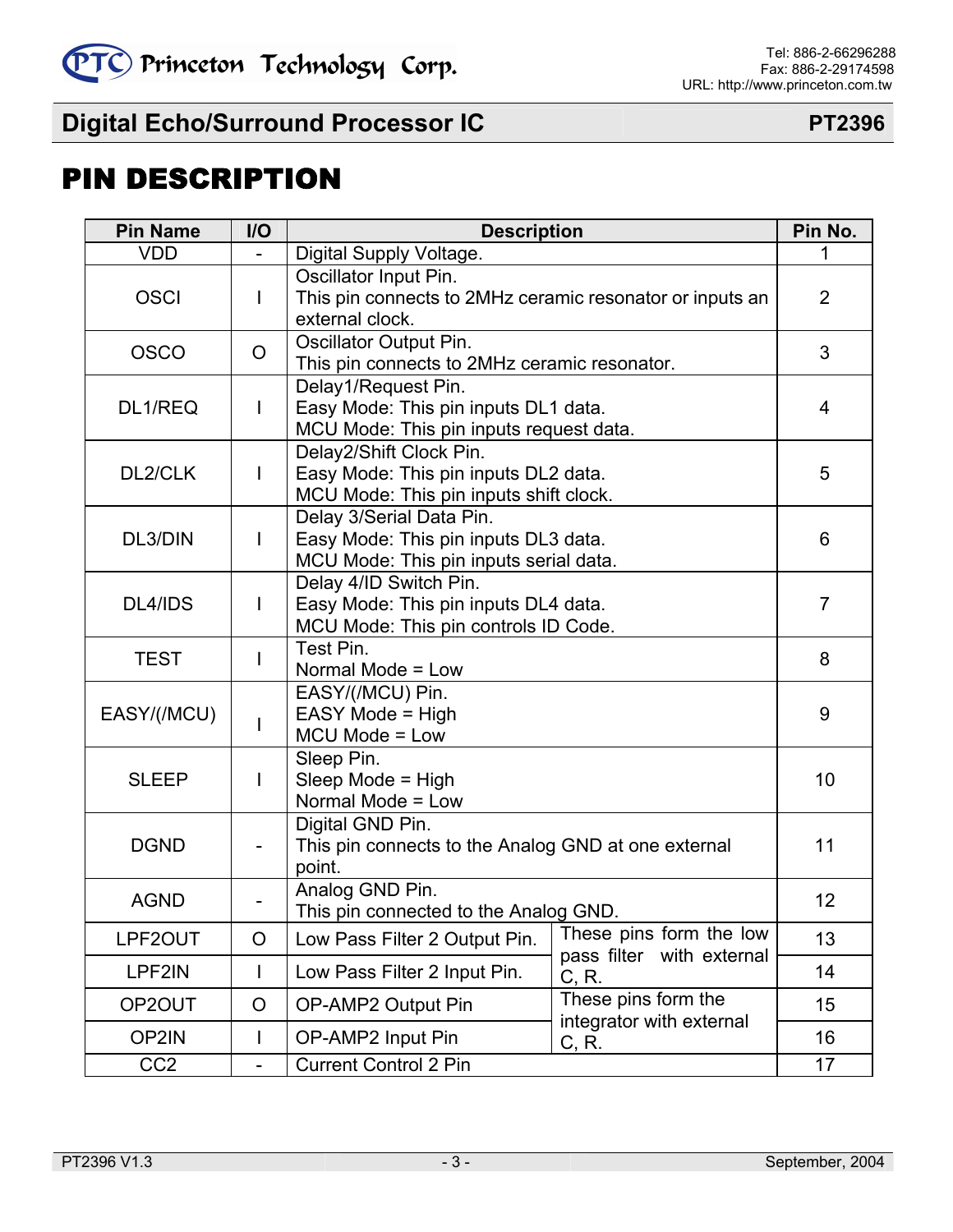# PIN DESCRIPTION

| Pin Name | I/O | Description | | Pin No. |
|---|---|---|---|---|
| VDD | - | Digital Supply Voltage. | | 1 |
| OSCI | I | Oscillator Input Pin.<br>This pin connects to 2MHz ceramic resonator or inputs an external clock. | | 2 |
| OSCO | O | Oscillator Output Pin.<br>This pin connects to 2MHz ceramic resonator. | | 3 |
| DL1/REQ | I | Delay1/Request Pin.<br>Easy Mode: This pin inputs DL1 data.<br>MCU Mode: This pin inputs request data. | | 4 |
| DL2/CLK | I | Delay2/Shift Clock Pin.<br>Easy Mode: This pin inputs DL2 data.<br>MCU Mode: This pin inputs shift clock. | | 5 |
| DL3/DIN | I | Delay 3/Serial Data Pin.<br>Easy Mode: This pin inputs DL3 data.<br>MCU Mode: This pin inputs serial data. | | 6 |
| DL4/IDS | I | Delay 4/ID Switch Pin.<br>Easy Mode: This pin inputs DL4 data.<br>MCU Mode: This pin controls ID Code. | | 7 |
| TEST | I | Test Pin.<br>Normal Mode = Low | | 8 |
| EASY/(/MCU) | I | EASY/(/MCU) Pin.<br>EASY Mode = High<br>MCU Mode = Low | | 9 |
| SLEEP | I | Sleep Pin.<br>Sleep Mode = High<br>Normal Mode = Low | | 10 |
| DGND | - | Digital GND Pin.<br>This pin connects to the Analog GND at one external point. | | 11 |
| AGND | - | Analog GND Pin.<br>This pin connected to the Analog GND. | | 12 |
| LPF2OUT | O | Low Pass Filter 2 Output Pin. | These pins form the low pass filter with external C, R. | 13 |
| LPF2IN | I | Low Pass Filter 2 Input Pin. | | 14 |
| OP2OUT | O | OP-AMP2 Output Pin | These pins form the integrator with external C, R. | 15 |
| OP2IN | I | OP-AMP2 Input Pin | | 16 |
| CC2 | - | Current Control 2 Pin | | 17 |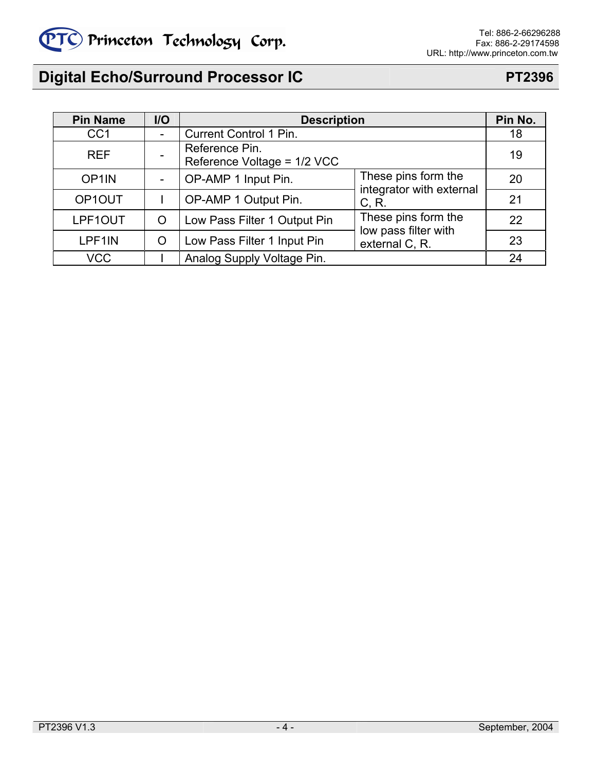| Pin Name | I/O | Description | | Pin No. |
|---|---|---|---|---|
| CC1 | - | Current Control 1 Pin. | | 18 |
| REF | - | Reference Pin.<br>Reference Voltage = 1/2 VCC | | 19 |
| OP1IN | - | OP-AMP 1 Input Pin. | These pins form the integrator with external C, R. | 20 |
| OP1OUT | I | OP-AMP 1 Output Pin. | | 21 |
| LPF1OUT | O | Low Pass Filter 1 Output Pin | These pins form the low pass filter with external C, R. | 22 |
| LPF1IN | O | Low Pass Filter 1 Input Pin | | 23 |
| VCC | I | Analog Supply Voltage Pin. | | 24 |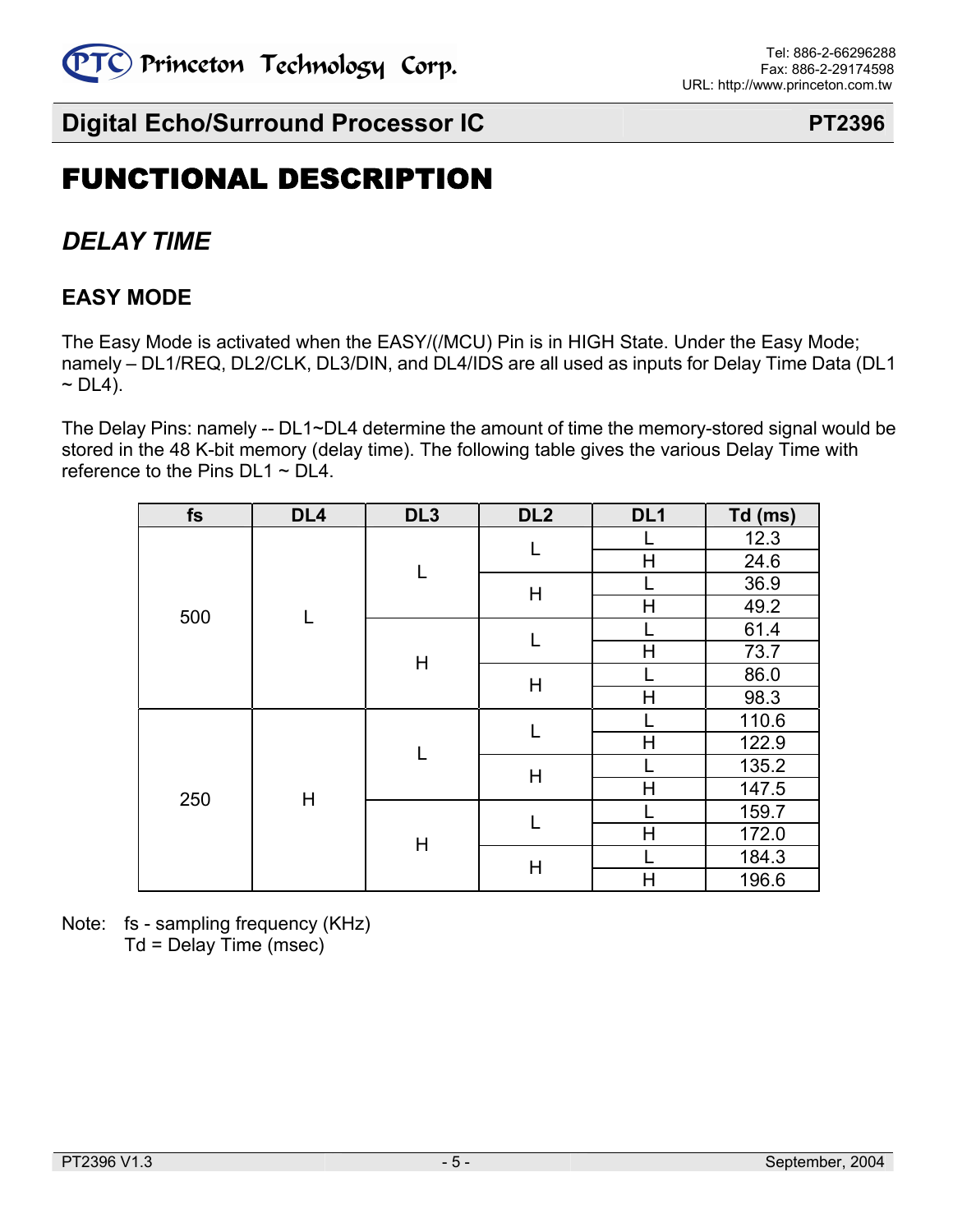# FUNCTIONAL DESCRIPTION

## *DELAY TIME*

### EASY MODE

The Easy Mode is activated when the EASY/(/MCU) Pin is in HIGH State. Under the Easy Mode; namely – DL1/REQ, DL2/CLK, DL3/DIN, and DL4/IDS are all used as inputs for Delay Time Data (DL1 ~ DL4).

The Delay Pins: namely -- DL1~DL4 determine the amount of time the memory-stored signal would be stored in the 48 K-bit memory (delay time). The following table gives the various Delay Time with reference to the Pins DL1 ~ DL4.

| fs | DL4 | DL3 | DL2 | DL1 | Td (ms) |
|---|---|---|---|---|---|
| 500 | L | L | L | L | 12.3 |
| | | | | H | 24.6 |
| | | | H | L | 36.9 |
| | | | | H | 49.2 |
| | | H | L | L | 61.4 |
| | | | | H | 73.7 |
| | | | H | L | 86.0 |
| | | | | H | 98.3 |
| 250 | H | L | L | L | 110.6 |
| | | | | H | 122.9 |
| | | | H | L | 135.2 |
| | | | | H | 147.5 |
| | | H | L | L | 159.7 |
| | | | | H | 172.0 |
| | | | H | L | 184.3 |
| | | | | H | 196.6 |

Note: fs - sampling frequency (KHz)
Td = Delay Time (msec)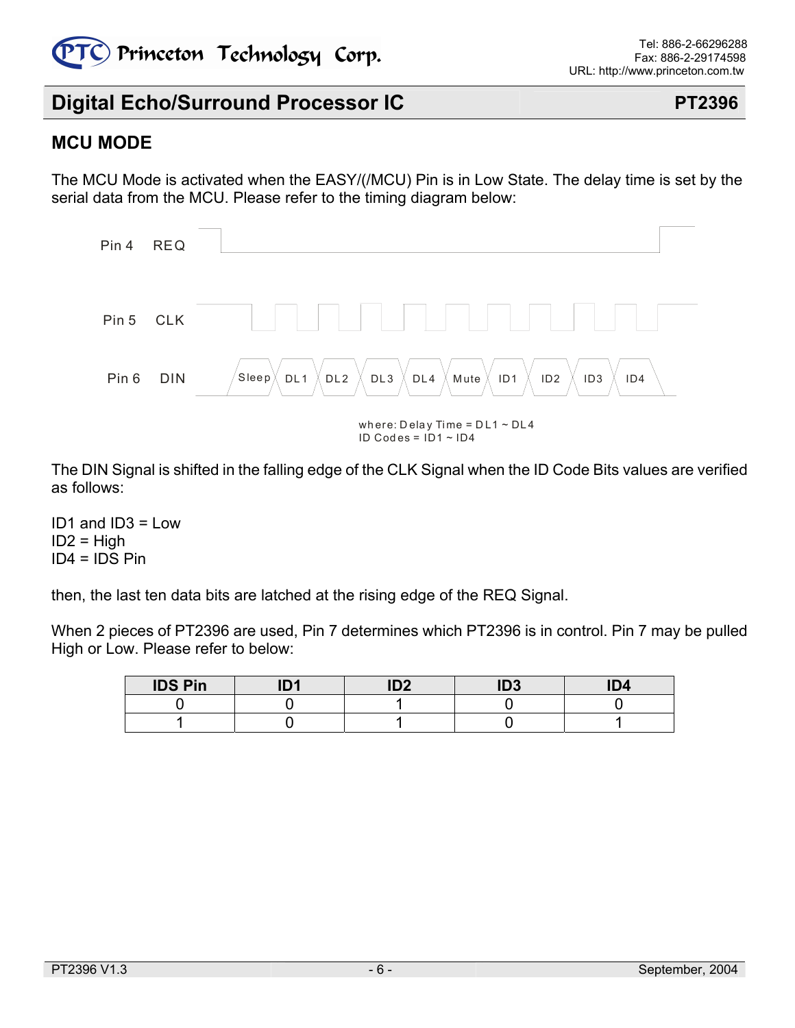## MCU MODE

The MCU Mode is activated when the EASY/(/MCU) Pin is in Low State. The delay time is set by the serial data from the MCU. Please refer to the timing diagram below:

Pin 4 REQ

Pin 5 CLK

Pin 6 DIN: Sleep, DL1, DL2, DL3, DL4, Mute, ID1, ID2, ID3, ID4

where: Delay Time = DL1 ~ DL4
ID Codes = ID1 ~ ID4

The DIN Signal is shifted in the falling edge of the CLK Signal when the ID Code Bits values are verified as follows:

ID1 and ID3 = Low
ID2 = High
ID4 = IDS Pin

then, the last ten data bits are latched at the rising edge of the REQ Signal.

When 2 pieces of PT2396 are used, Pin 7 determines which PT2396 is in control. Pin 7 may be pulled High or Low. Please refer to below:

| IDS Pin | ID1 | ID2 | ID3 | ID4 |
|---|---|---|---|---|
| 0 | 0 | 1 | 0 | 0 |
| 1 | 0 | 1 | 0 | 1 |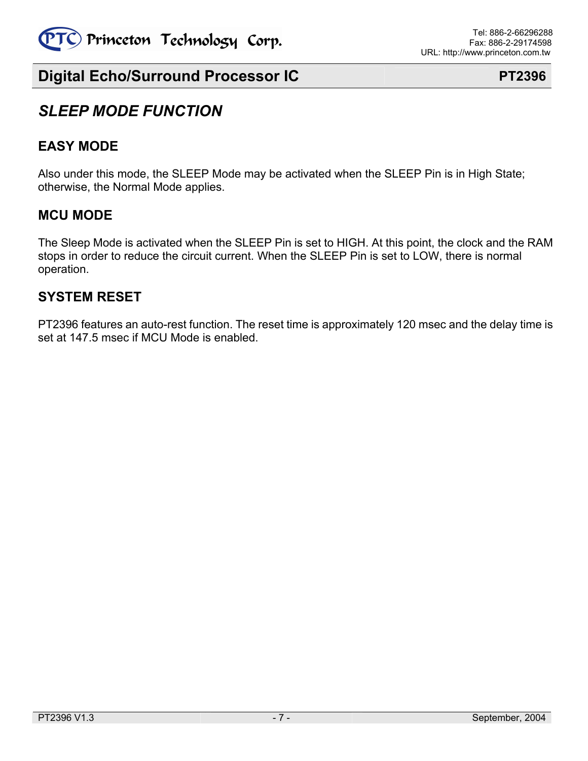## *SLEEP MODE FUNCTION*

### EASY MODE

Also under this mode, the SLEEP Mode may be activated when the SLEEP Pin is in High State; otherwise, the Normal Mode applies.

### MCU MODE

The Sleep Mode is activated when the SLEEP Pin is set to HIGH. At this point, the clock and the RAM stops in order to reduce the circuit current. When the SLEEP Pin is set to LOW, there is normal operation.

### SYSTEM RESET

PT2396 features an auto-rest function. The reset time is approximately 120 msec and the delay time is set at 147.5 msec if MCU Mode is enabled.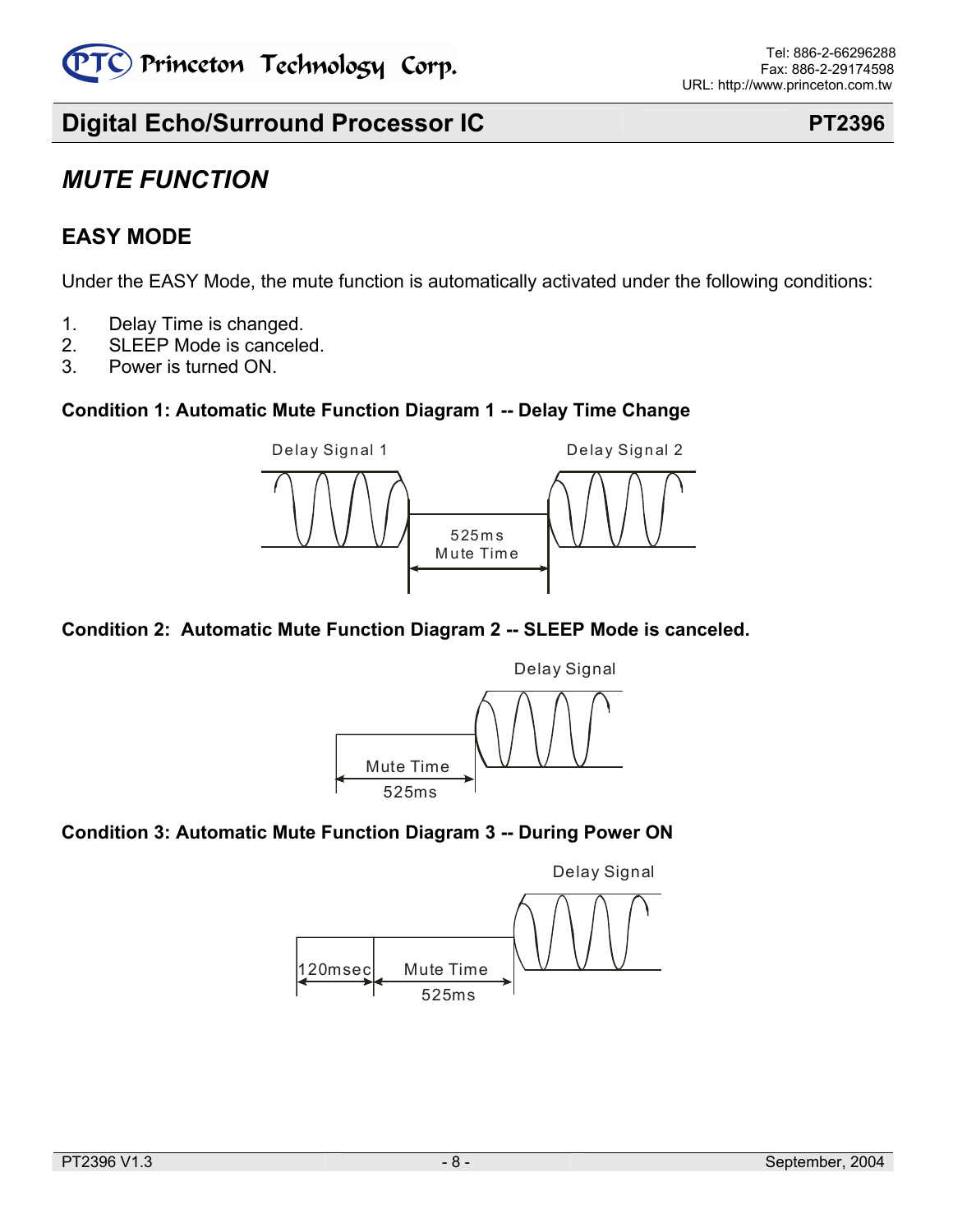# MUTE FUNCTION

## EASY MODE

Under the EASY Mode, the mute function is automatically activated under the following conditions:

1. Delay Time is changed.
2. SLEEP Mode is canceled.
3. Power is turned ON.

**Condition 1: Automatic Mute Function Diagram 1 -- Delay Time Change**

Delay Signal 1 — Delay Signal 2

525ms Mute Time

**Condition 2: Automatic Mute Function Diagram 2 -- SLEEP Mode is canceled.**

Delay Signal

Mute Time 525ms

**Condition 3: Automatic Mute Function Diagram 3 -- During Power ON**

Delay Signal

120msec — Mute Time 525ms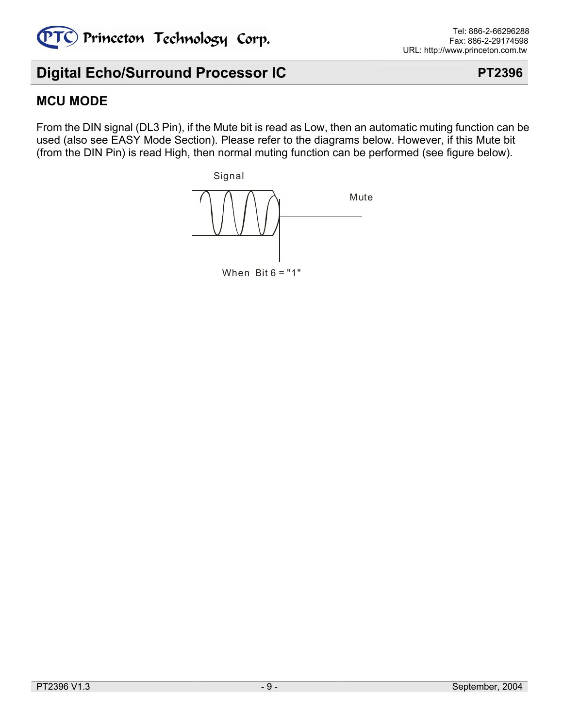## MCU MODE

From the DIN signal (DL3 Pin), if the Mute bit is read as Low, then an automatic muting function can be used (also see EASY Mode Section). Please refer to the diagrams below. However, if this Mute bit (from the DIN Pin) is read High, then normal muting function can be performed (see figure below).

Signal

Mute

When Bit 6 = "1"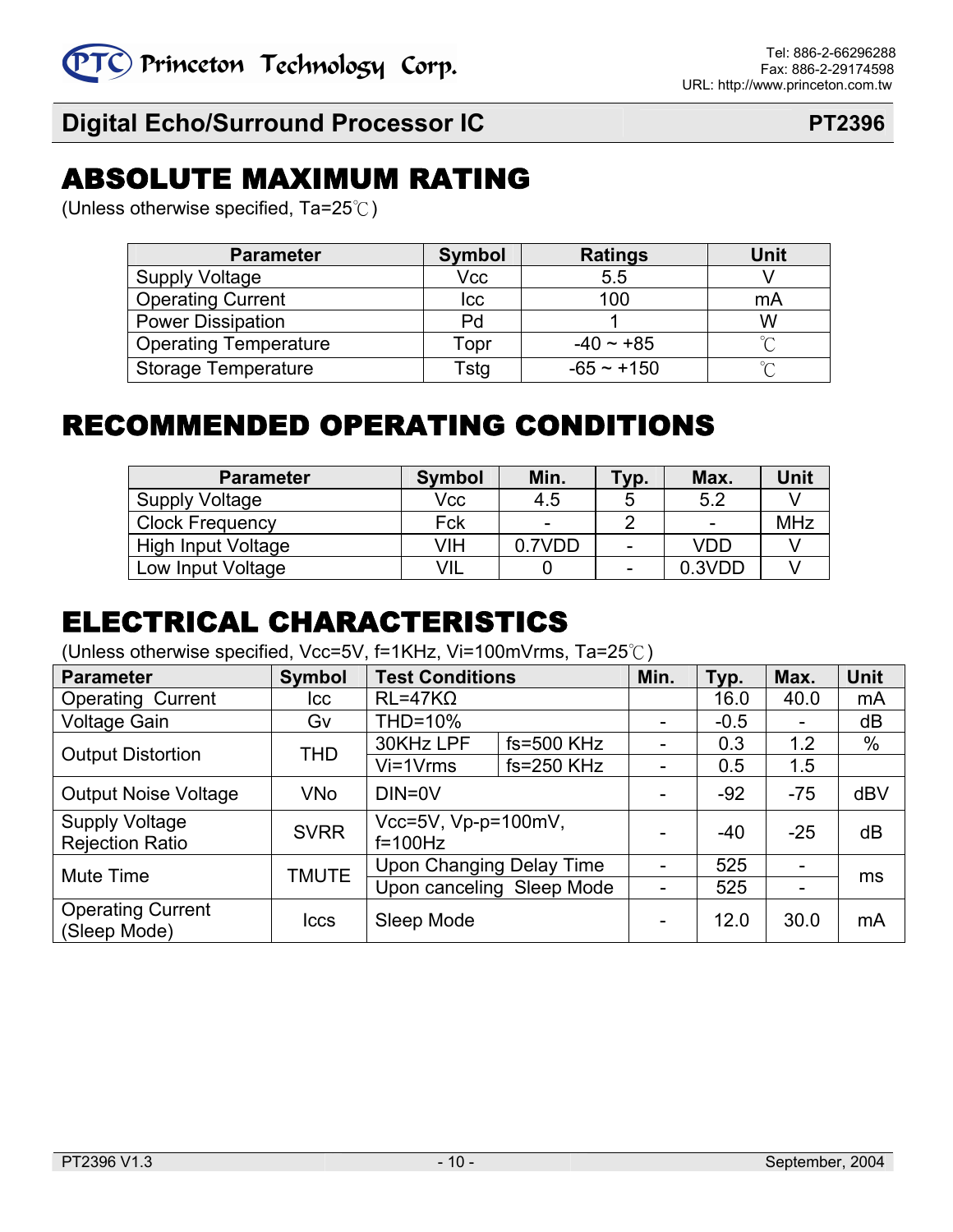## ABSOLUTE MAXIMUM RATING

(Unless otherwise specified, Ta=25℃)

| Parameter | Symbol | Ratings | Unit |
|---|---|---|---|
| Supply Voltage | Vcc | 5.5 | V |
| Operating Current | Icc | 100 | mA |
| Power Dissipation | Pd | 1 | W |
| Operating Temperature | Topr | -40 ~ +85 | ℃ |
| Storage Temperature | Tstg | -65 ~ +150 | ℃ |

## RECOMMENDED OPERATING CONDITIONS

| Parameter | Symbol | Min. | Typ. | Max. | Unit |
|---|---|---|---|---|---|
| Supply Voltage | Vcc | 4.5 | 5 | 5.2 | V |
| Clock Frequency | Fck | - | 2 | - | MHz |
| High Input Voltage | VIH | 0.7VDD | - | VDD | V |
| Low Input Voltage | VIL | 0 | - | 0.3VDD | V |

## ELECTRICAL CHARACTERISTICS

(Unless otherwise specified, Vcc=5V, f=1KHz, Vi=100mVrms, Ta=25℃)

| Parameter | Symbol | Test Conditions | | Min. | Typ. | Max. | Unit |
|---|---|---|---|---|---|---|---|
| Operating Current | Icc | RL=47KΩ | | | 16.0 | 40.0 | mA |
| Voltage Gain | Gv | THD=10% | | - | -0.5 | - | dB |
| Output Distortion | THD | 30KHz LPF | fs=500 KHz | - | 0.3 | 1.2 | % |
| | | Vi=1Vrms | fs=250 KHz | - | 0.5 | 1.5 | |
| Output Noise Voltage | VNo | DIN=0V | | - | -92 | -75 | dBV |
| Supply Voltage Rejection Ratio | SVRR | Vcc=5V, Vp-p=100mV, f=100Hz | | - | -40 | -25 | dB |
| Mute Time | TMUTE | Upon Changing Delay Time | | - | 525 | - | ms |
| | | Upon canceling Sleep Mode | | - | 525 | - | |
| Operating Current (Sleep Mode) | Iccs | Sleep Mode | | - | 12.0 | 30.0 | mA |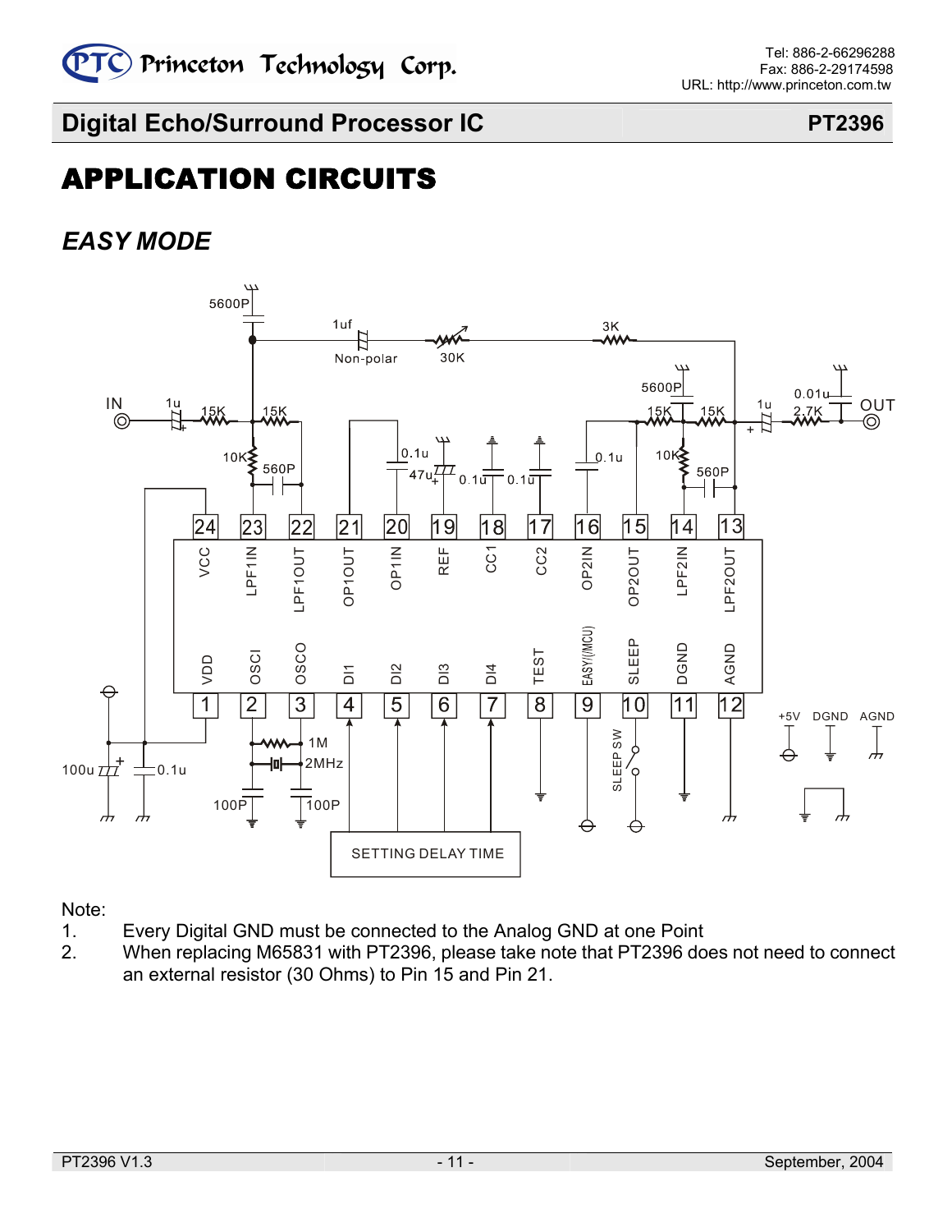# APPLICATION CIRCUITS

## *EASY MODE*

Note:

1. Every Digital GND must be connected to the Analog GND at one Point
2. When replacing M65831 with PT2396, please take note that PT2396 does not need to connect an external resistor (30 Ohms) to Pin 15 and Pin 21.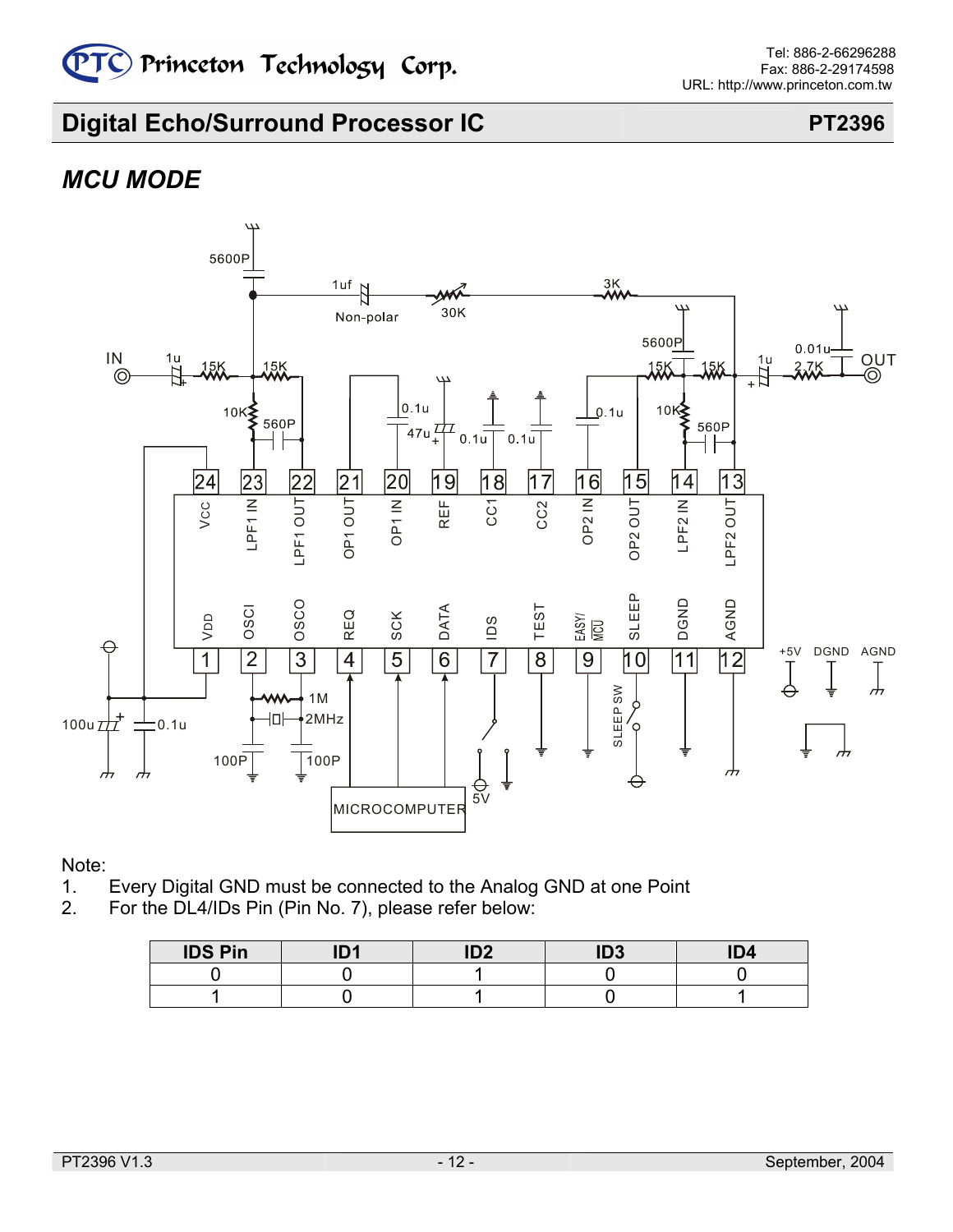## MCU MODE

Note:

1. Every Digital GND must be connected to the Analog GND at one Point
2. For the DL4/IDs Pin (Pin No. 7), please refer below:

| IDS Pin | ID1 | ID2 | ID3 | ID4 |
|---|---|---|---|---|
| 0 | 0 | 1 | 0 | 0 |
| 1 | 0 | 1 | 0 | 1 |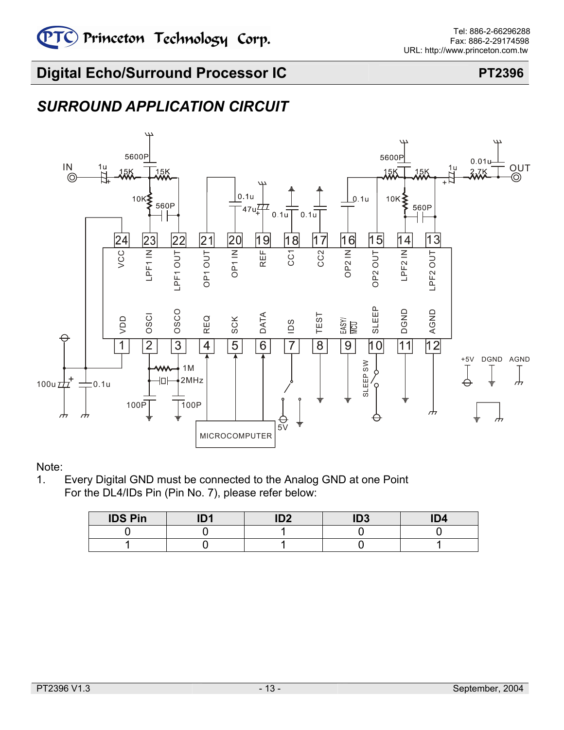## Digital Echo/Surround Processor IC — PT2396

## *SURROUND APPLICATION CIRCUIT*

Note:

1. Every Digital GND must be connected to the Analog GND at one Point
   For the DL4/IDs Pin (Pin No. 7), please refer below:

| IDS Pin | ID1 | ID2 | ID3 | ID4 |
|---|---|---|---|---|
| 0 | 0 | 1 | 0 | 0 |
| 1 | 0 | 1 | 0 | 1 |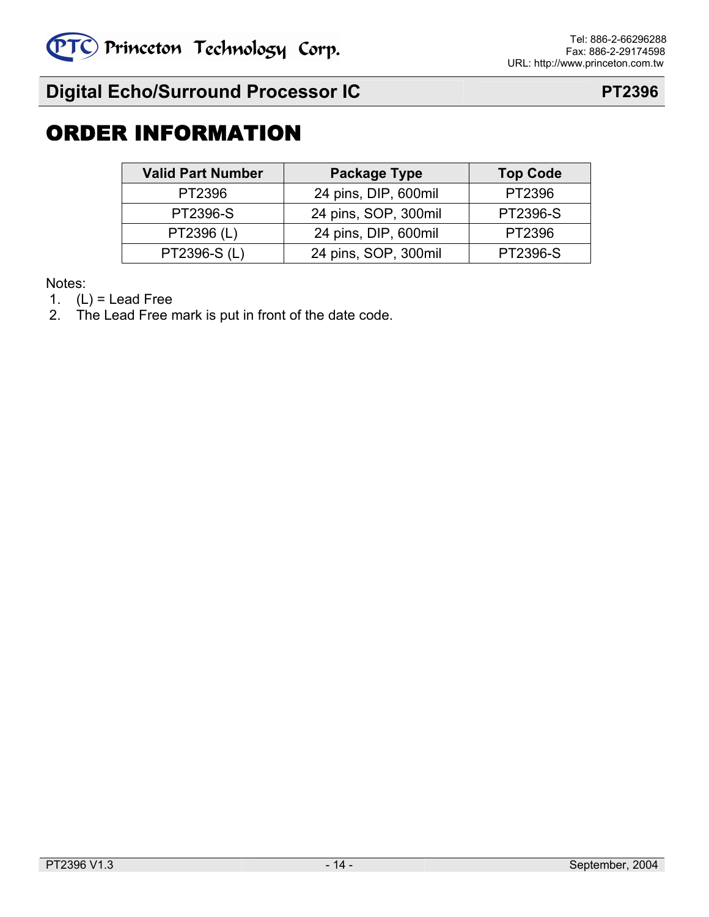# ORDER INFORMATION

| Valid Part Number | Package Type | Top Code |
|---|---|---|
| PT2396 | 24 pins, DIP, 600mil | PT2396 |
| PT2396-S | 24 pins, SOP, 300mil | PT2396-S |
| PT2396 (L) | 24 pins, DIP, 600mil | PT2396 |
| PT2396-S (L) | 24 pins, SOP, 300mil | PT2396-S |

Notes:
1. (L) = Lead Free
2. The Lead Free mark is put in front of the date code.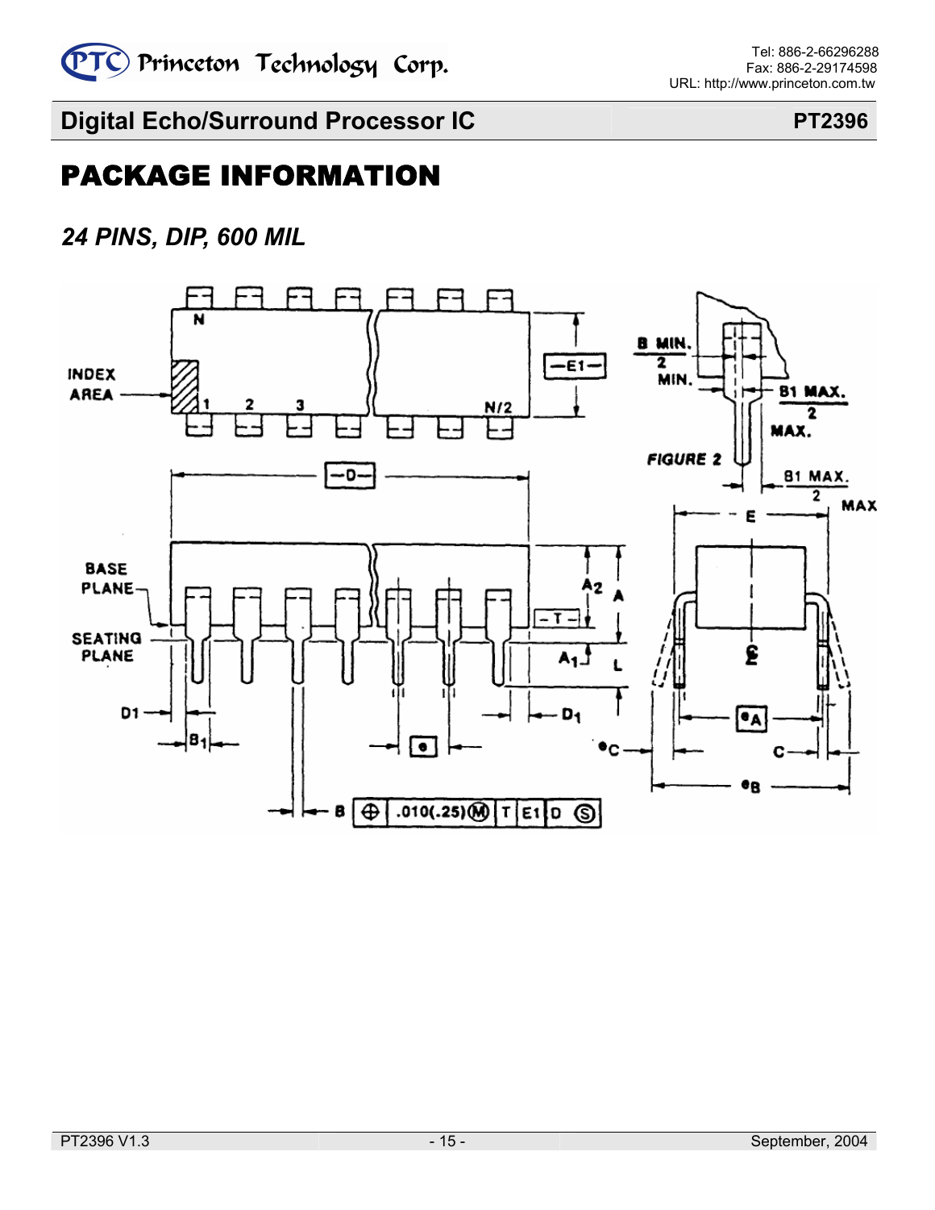# PACKAGE INFORMATION

## *24 PINS, DIP, 600 MIL*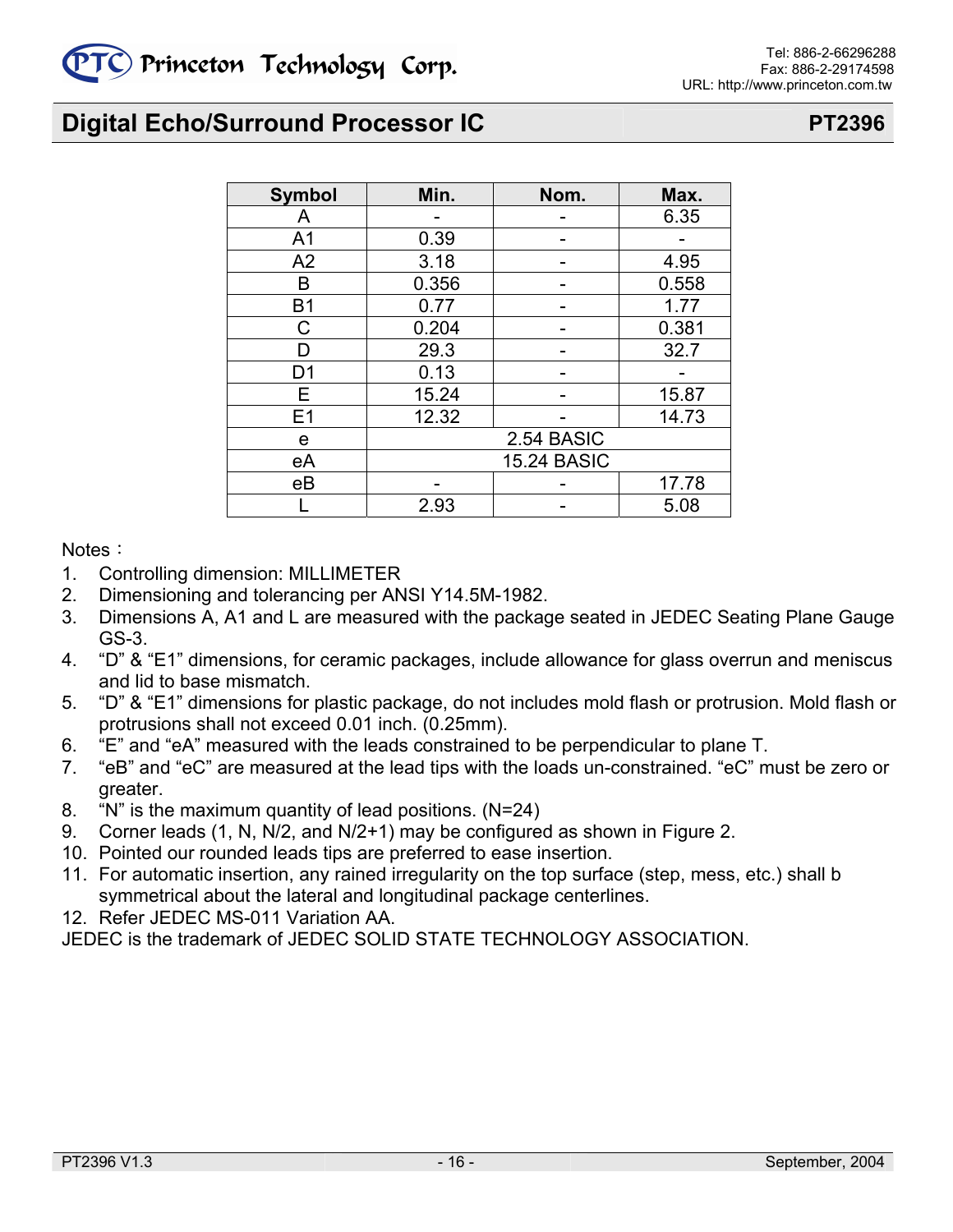| Symbol | Min. | Nom. | Max. |
|---|---|---|---|
| A | - | - | 6.35 |
| A1 | 0.39 | - | - |
| A2 | 3.18 | - | 4.95 |
| B | 0.356 | - | 0.558 |
| B1 | 0.77 | - | 1.77 |
| C | 0.204 | - | 0.381 |
| D | 29.3 | - | 32.7 |
| D1 | 0.13 | - | - |
| E | 15.24 | - | 15.87 |
| E1 | 12.32 | - | 14.73 |
| e | 2.54 BASIC | | |
| eA | 15.24 BASIC | | |
| eB | - | - | 17.78 |
| L | 2.93 | - | 5.08 |

Notes：

1. Controlling dimension: MILLIMETER
2. Dimensioning and tolerancing per ANSI Y14.5M-1982.
3. Dimensions A, A1 and L are measured with the package seated in JEDEC Seating Plane Gauge GS-3.
4. "D" & "E1" dimensions, for ceramic packages, include allowance for glass overrun and meniscus and lid to base mismatch.
5. "D" & "E1" dimensions for plastic package, do not includes mold flash or protrusion. Mold flash or protrusions shall not exceed 0.01 inch. (0.25mm).
6. "E" and "eA" measured with the leads constrained to be perpendicular to plane T.
7. "eB" and "eC" are measured at the lead tips with the loads un-constrained. "eC" must be zero or greater.
8. "N" is the maximum quantity of lead positions. (N=24)
9. Corner leads (1, N, N/2, and N/2+1) may be configured as shown in Figure 2.
10. Pointed our rounded leads tips are preferred to ease insertion.
11. For automatic insertion, any rained irregularity on the top surface (step, mess, etc.) shall b symmetrical about the lateral and longitudinal package centerlines.
12. Refer JEDEC MS-011 Variation AA.

JEDEC is the trademark of JEDEC SOLID STATE TECHNOLOGY ASSOCIATION.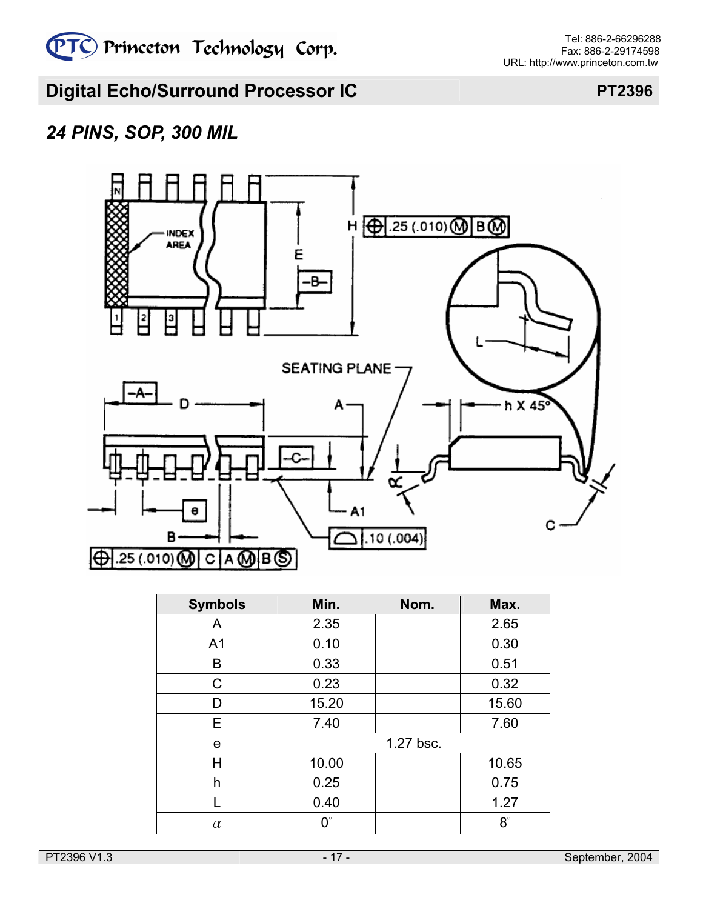## 24 PINS, SOP, 300 MIL

| Symbols | Min. | Nom. | Max. |
|---|---|---|---|
| A | 2.35 | | 2.65 |
| A1 | 0.10 | | 0.30 |
| B | 0.33 | | 0.51 |
| C | 0.23 | | 0.32 |
| D | 15.20 | | 15.60 |
| E | 7.40 | | 7.60 |
| e | | 1.27 bsc. | |
| H | 10.00 | | 10.65 |
| h | 0.25 | | 0.75 |
| L | 0.40 | | 1.27 |
| $\alpha$ | $0^\circ$ | | $8^\circ$ |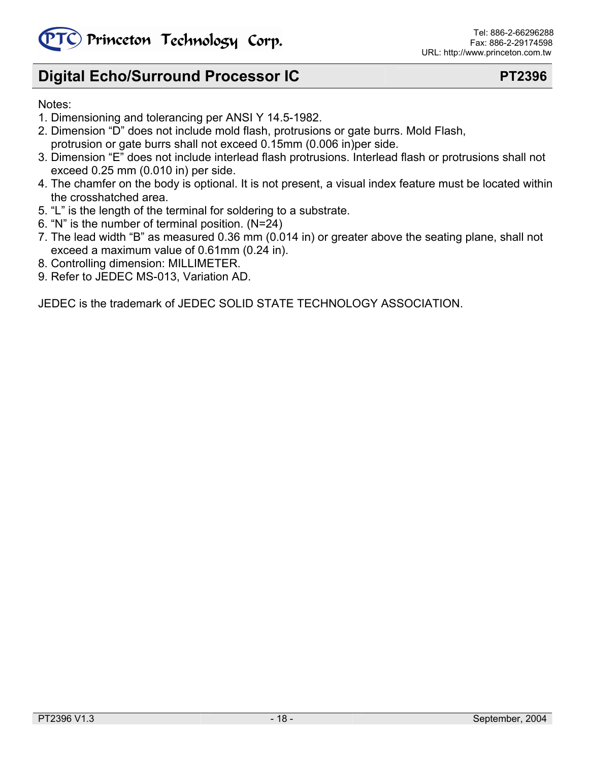Notes:

1. Dimensioning and tolerancing per ANSI Y 14.5-1982.
2. Dimension "D" does not include mold flash, protrusions or gate burrs. Mold Flash, protrusion or gate burrs shall not exceed 0.15mm (0.006 in)per side.
3. Dimension "E" does not include interlead flash protrusions. Interlead flash or protrusions shall not exceed 0.25 mm (0.010 in) per side.
4. The chamfer on the body is optional. It is not present, a visual index feature must be located within the crosshatched area.
5. "L" is the length of the terminal for soldering to a substrate.
6. "N" is the number of terminal position. (N=24)
7. The lead width "B" as measured 0.36 mm (0.014 in) or greater above the seating plane, shall not exceed a maximum value of 0.61mm (0.24 in).
8. Controlling dimension: MILLIMETER.
9. Refer to JEDEC MS-013, Variation AD.

JEDEC is the trademark of JEDEC SOLID STATE TECHNOLOGY ASSOCIATION.